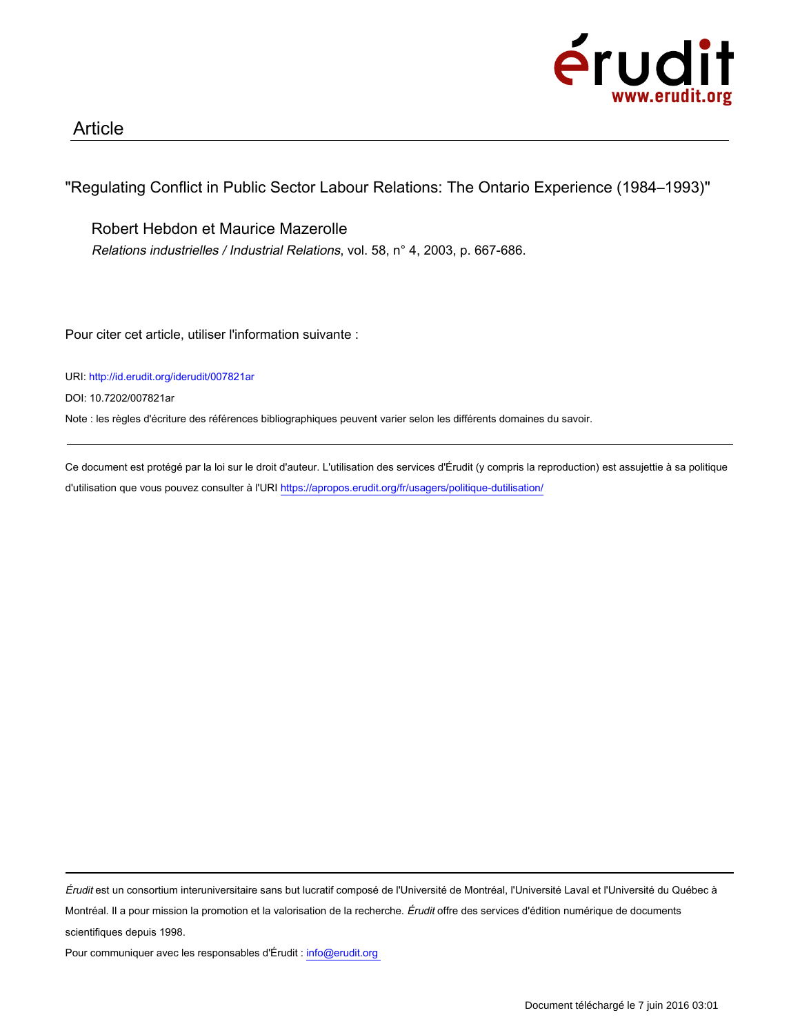Article

"Regulating Conflict in Public Sector Labour Relations: The Ontario Experience (1984–1993)"

Robert Hebdon et Maurice Mazerolle

*Relations industrielles / Industrial Relations*, vol. 58, n° 4, 2003, p. 667-686.

Pour citer cet article, utiliser l'information suivante :

URI: http://id.erudit.org/iderudit/007821ar

DOI: 10.7202/007821ar

Note : les règles d'écriture des références bibliographiques peuvent varier selon les différents domaines du savoir.

---

Ce document est protégé par la loi sur le droit d'auteur. L'utilisation des services d'Érudit (y compris la reproduction) est assujettie à sa politique d'utilisation que vous pouvez consulter à l'URI https://apropos.erudit.org/fr/usagers/politique-dutilisation/

---

*Érudit* est un consortium interuniversitaire sans but lucratif composé de l'Université de Montréal, l'Université Laval et l'Université du Québec à Montréal. Il a pour mission la promotion et la valorisation de la recherche. *Érudit* offre des services d'édition numérique de documents scientifiques depuis 1998.

Pour communiquer avec les responsables d'Érudit : info@erudit.org

Document téléchargé le 7 juin 2016 03:01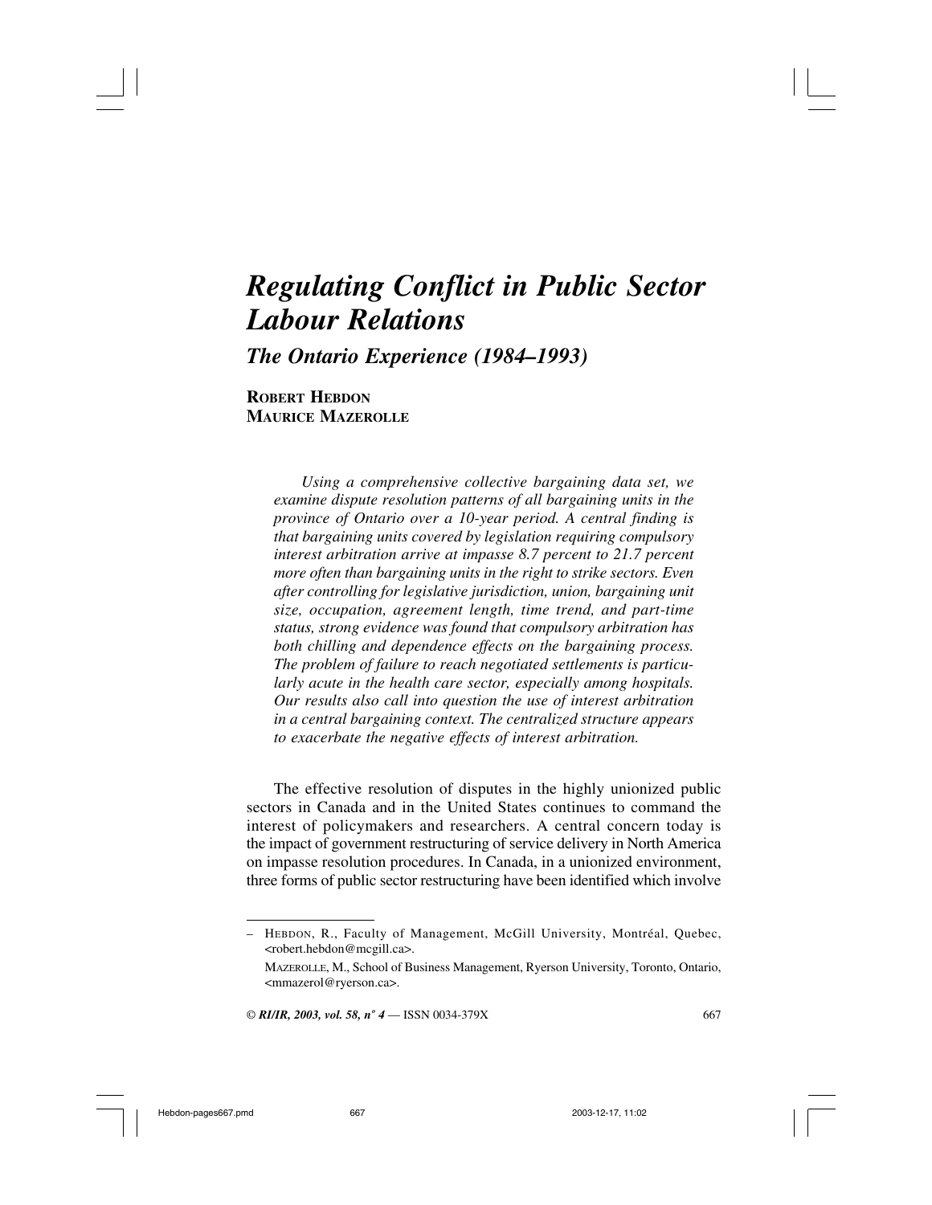# *Regulating Conflict in Public Sector Labour Relations*

## *The Ontario Experience (1984–1993)*

**ROBERT HEBDON**
**MAURICE MAZEROLLE**

*Using a comprehensive collective bargaining data set, we examine dispute resolution patterns of all bargaining units in the province of Ontario over a 10-year period. A central finding is that bargaining units covered by legislation requiring compulsory interest arbitration arrive at impasse 8.7 percent to 21.7 percent more often than bargaining units in the right to strike sectors. Even after controlling for legislative jurisdiction, union, bargaining unit size, occupation, agreement length, time trend, and part-time status, strong evidence was found that compulsory arbitration has both chilling and dependence effects on the bargaining process. The problem of failure to reach negotiated settlements is particularly acute in the health care sector, especially among hospitals. Our results also call into question the use of interest arbitration in a central bargaining context. The centralized structure appears to exacerbate the negative effects of interest arbitration.*

The effective resolution of disputes in the highly unionized public sectors in Canada and in the United States continues to command the interest of policymakers and researchers. A central concern today is the impact of government restructuring of service delivery in North America on impasse resolution procedures. In Canada, in a unionized environment, three forms of public sector restructuring have been identified which involve

---

– HEBDON, R., Faculty of Management, McGill University, Montréal, Quebec, <robert.hebdon@mcgill.ca>.

MAZEROLLE, M., School of Business Management, Ryerson University, Toronto, Ontario, <mmazerol@ryerson.ca>.

© *RI/IR, 2003, vol. 58, nº 4* — ISSN 0034-379X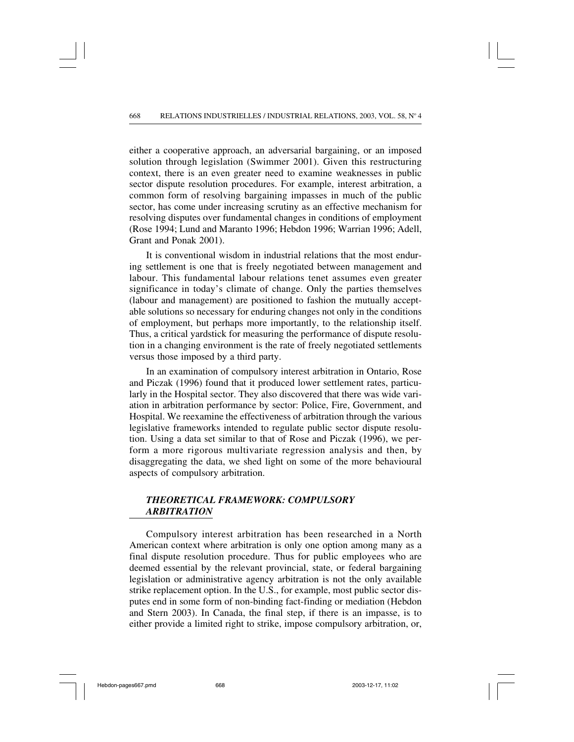either a cooperative approach, an adversarial bargaining, or an imposed solution through legislation (Swimmer 2001). Given this restructuring context, there is an even greater need to examine weaknesses in public sector dispute resolution procedures. For example, interest arbitration, a common form of resolving bargaining impasses in much of the public sector, has come under increasing scrutiny as an effective mechanism for resolving disputes over fundamental changes in conditions of employment (Rose 1994; Lund and Maranto 1996; Hebdon 1996; Warrian 1996; Adell, Grant and Ponak 2001).

It is conventional wisdom in industrial relations that the most enduring settlement is one that is freely negotiated between management and labour. This fundamental labour relations tenet assumes even greater significance in today's climate of change. Only the parties themselves (labour and management) are positioned to fashion the mutually acceptable solutions so necessary for enduring changes not only in the conditions of employment, but perhaps more importantly, to the relationship itself. Thus, a critical yardstick for measuring the performance of dispute resolution in a changing environment is the rate of freely negotiated settlements versus those imposed by a third party.

In an examination of compulsory interest arbitration in Ontario, Rose and Piczak (1996) found that it produced lower settlement rates, particularly in the Hospital sector. They also discovered that there was wide variation in arbitration performance by sector: Police, Fire, Government, and Hospital. We reexamine the effectiveness of arbitration through the various legislative frameworks intended to regulate public sector dispute resolution. Using a data set similar to that of Rose and Piczak (1996), we perform a more rigorous multivariate regression analysis and then, by disaggregating the data, we shed light on some of the more behavioural aspects of compulsory arbitration.

## *THEORETICAL FRAMEWORK: COMPULSORY ARBITRATION*

Compulsory interest arbitration has been researched in a North American context where arbitration is only one option among many as a final dispute resolution procedure. Thus for public employees who are deemed essential by the relevant provincial, state, or federal bargaining legislation or administrative agency arbitration is not the only available strike replacement option. In the U.S., for example, most public sector disputes end in some form of non-binding fact-finding or mediation (Hebdon and Stern 2003). In Canada, the final step, if there is an impasse, is to either provide a limited right to strike, impose compulsory arbitration, or,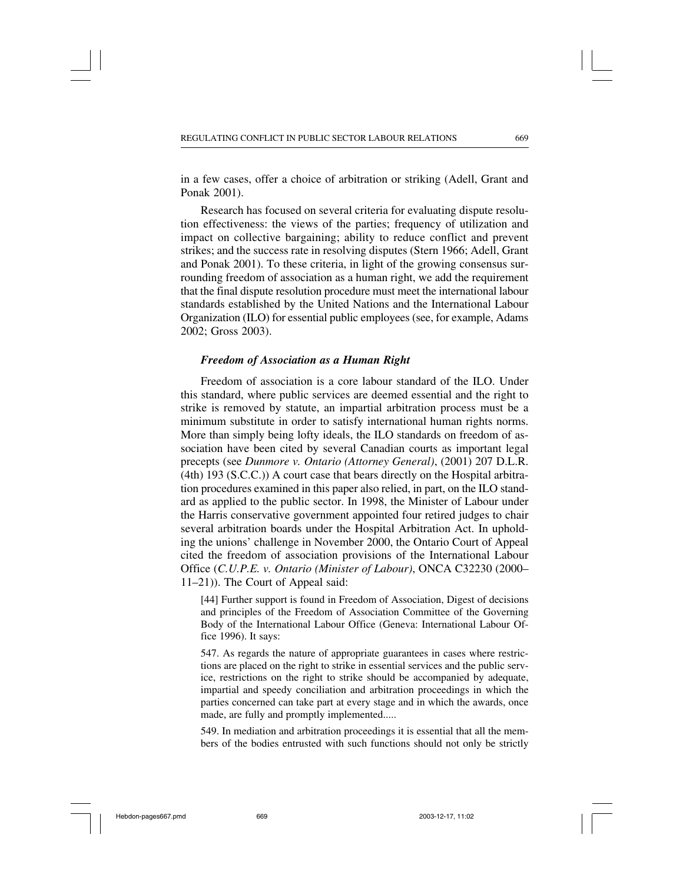in a few cases, offer a choice of arbitration or striking (Adell, Grant and Ponak 2001).

Research has focused on several criteria for evaluating dispute resolution effectiveness: the views of the parties; frequency of utilization and impact on collective bargaining; ability to reduce conflict and prevent strikes; and the success rate in resolving disputes (Stern 1966; Adell, Grant and Ponak 2001). To these criteria, in light of the growing consensus surrounding freedom of association as a human right, we add the requirement that the final dispute resolution procedure must meet the international labour standards established by the United Nations and the International Labour Organization (ILO) for essential public employees (see, for example, Adams 2002; Gross 2003).

### *Freedom of Association as a Human Right*

Freedom of association is a core labour standard of the ILO. Under this standard, where public services are deemed essential and the right to strike is removed by statute, an impartial arbitration process must be a minimum substitute in order to satisfy international human rights norms. More than simply being lofty ideals, the ILO standards on freedom of association have been cited by several Canadian courts as important legal precepts (see *Dunmore v. Ontario (Attorney General)*, (2001) 207 D.L.R. (4th) 193 (S.C.C.)) A court case that bears directly on the Hospital arbitration procedures examined in this paper also relied, in part, on the ILO standard as applied to the public sector. In 1998, the Minister of Labour under the Harris conservative government appointed four retired judges to chair several arbitration boards under the Hospital Arbitration Act. In upholding the unions' challenge in November 2000, the Ontario Court of Appeal cited the freedom of association provisions of the International Labour Office (*C.U.P.E. v. Ontario (Minister of Labour)*, ONCA C32230 (2000–11–21)). The Court of Appeal said:

> [44] Further support is found in Freedom of Association, Digest of decisions and principles of the Freedom of Association Committee of the Governing Body of the International Labour Office (Geneva: International Labour Office 1996). It says:
>
> 547. As regards the nature of appropriate guarantees in cases where restrictions are placed on the right to strike in essential services and the public service, restrictions on the right to strike should be accompanied by adequate, impartial and speedy conciliation and arbitration proceedings in which the parties concerned can take part at every stage and in which the awards, once made, are fully and promptly implemented.....
>
> 549. In mediation and arbitration proceedings it is essential that all the members of the bodies entrusted with such functions should not only be strictly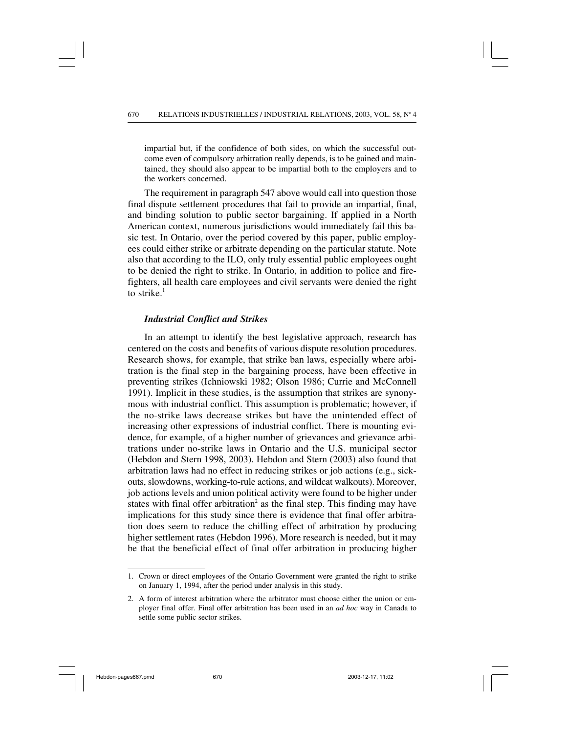impartial but, if the confidence of both sides, on which the successful outcome even of compulsory arbitration really depends, is to be gained and maintained, they should also appear to be impartial both to the employers and to the workers concerned.

The requirement in paragraph 547 above would call into question those final dispute settlement procedures that fail to provide an impartial, final, and binding solution to public sector bargaining. If applied in a North American context, numerous jurisdictions would immediately fail this basic test. In Ontario, over the period covered by this paper, public employees could either strike or arbitrate depending on the particular statute. Note also that according to the ILO, only truly essential public employees ought to be denied the right to strike. In Ontario, in addition to police and firefighters, all health care employees and civil servants were denied the right to strike.[1]

### *Industrial Conflict and Strikes*

In an attempt to identify the best legislative approach, research has centered on the costs and benefits of various dispute resolution procedures. Research shows, for example, that strike ban laws, especially where arbitration is the final step in the bargaining process, have been effective in preventing strikes (Ichniowski 1982; Olson 1986; Currie and McConnell 1991). Implicit in these studies, is the assumption that strikes are synonymous with industrial conflict. This assumption is problematic; however, if the no-strike laws decrease strikes but have the unintended effect of increasing other expressions of industrial conflict. There is mounting evidence, for example, of a higher number of grievances and grievance arbitrations under no-strike laws in Ontario and the U.S. municipal sector (Hebdon and Stern 1998, 2003). Hebdon and Stern (2003) also found that arbitration laws had no effect in reducing strikes or job actions (e.g., sick-outs, slowdowns, working-to-rule actions, and wildcat walkouts). Moreover, job actions levels and union political activity were found to be higher under states with final offer arbitration[2] as the final step. This finding may have implications for this study since there is evidence that final offer arbitration does seem to reduce the chilling effect of arbitration by producing higher settlement rates (Hebdon 1996). More research is needed, but it may be that the beneficial effect of final offer arbitration in producing higher

---

1. Crown or direct employees of the Ontario Government were granted the right to strike on January 1, 1994, after the period under analysis in this study.

2. A form of interest arbitration where the arbitrator must choose either the union or employer final offer. Final offer arbitration has been used in an *ad hoc* way in Canada to settle some public sector strikes.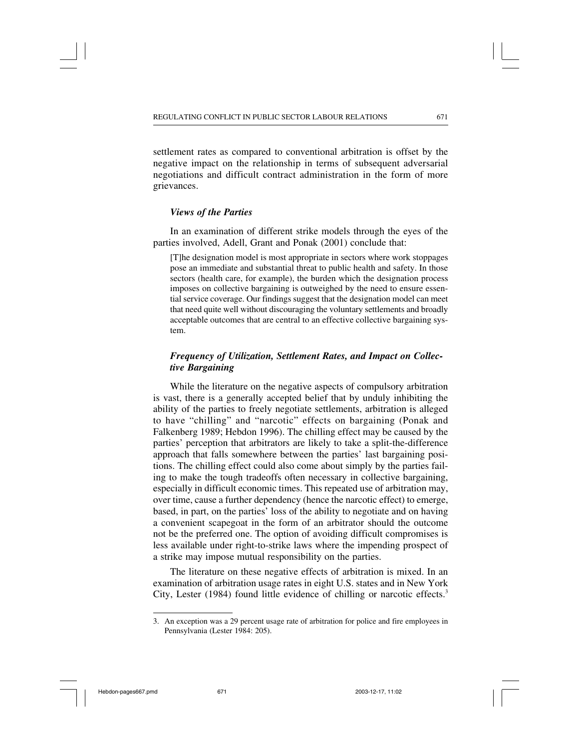settlement rates as compared to conventional arbitration is offset by the negative impact on the relationship in terms of subsequent adversarial negotiations and difficult contract administration in the form of more grievances.

### *Views of the Parties*

In an examination of different strike models through the eyes of the parties involved, Adell, Grant and Ponak (2001) conclude that:

> [T]he designation model is most appropriate in sectors where work stoppages pose an immediate and substantial threat to public health and safety. In those sectors (health care, for example), the burden which the designation process imposes on collective bargaining is outweighed by the need to ensure essential service coverage. Our findings suggest that the designation model can meet that need quite well without discouraging the voluntary settlements and broadly acceptable outcomes that are central to an effective collective bargaining system.

### *Frequency of Utilization, Settlement Rates, and Impact on Collective Bargaining*

While the literature on the negative aspects of compulsory arbitration is vast, there is a generally accepted belief that by unduly inhibiting the ability of the parties to freely negotiate settlements, arbitration is alleged to have "chilling" and "narcotic" effects on bargaining (Ponak and Falkenberg 1989; Hebdon 1996). The chilling effect may be caused by the parties' perception that arbitrators are likely to take a split-the-difference approach that falls somewhere between the parties' last bargaining positions. The chilling effect could also come about simply by the parties failing to make the tough tradeoffs often necessary in collective bargaining, especially in difficult economic times. This repeated use of arbitration may, over time, cause a further dependency (hence the narcotic effect) to emerge, based, in part, on the parties' loss of the ability to negotiate and on having a convenient scapegoat in the form of an arbitrator should the outcome not be the preferred one. The option of avoiding difficult compromises is less available under right-to-strike laws where the impending prospect of a strike may impose mutual responsibility on the parties.

The literature on these negative effects of arbitration is mixed. In an examination of arbitration usage rates in eight U.S. states and in New York City, Lester (1984) found little evidence of chilling or narcotic effects.[3]

---

3. An exception was a 29 percent usage rate of arbitration for police and fire employees in Pennsylvania (Lester 1984: 205).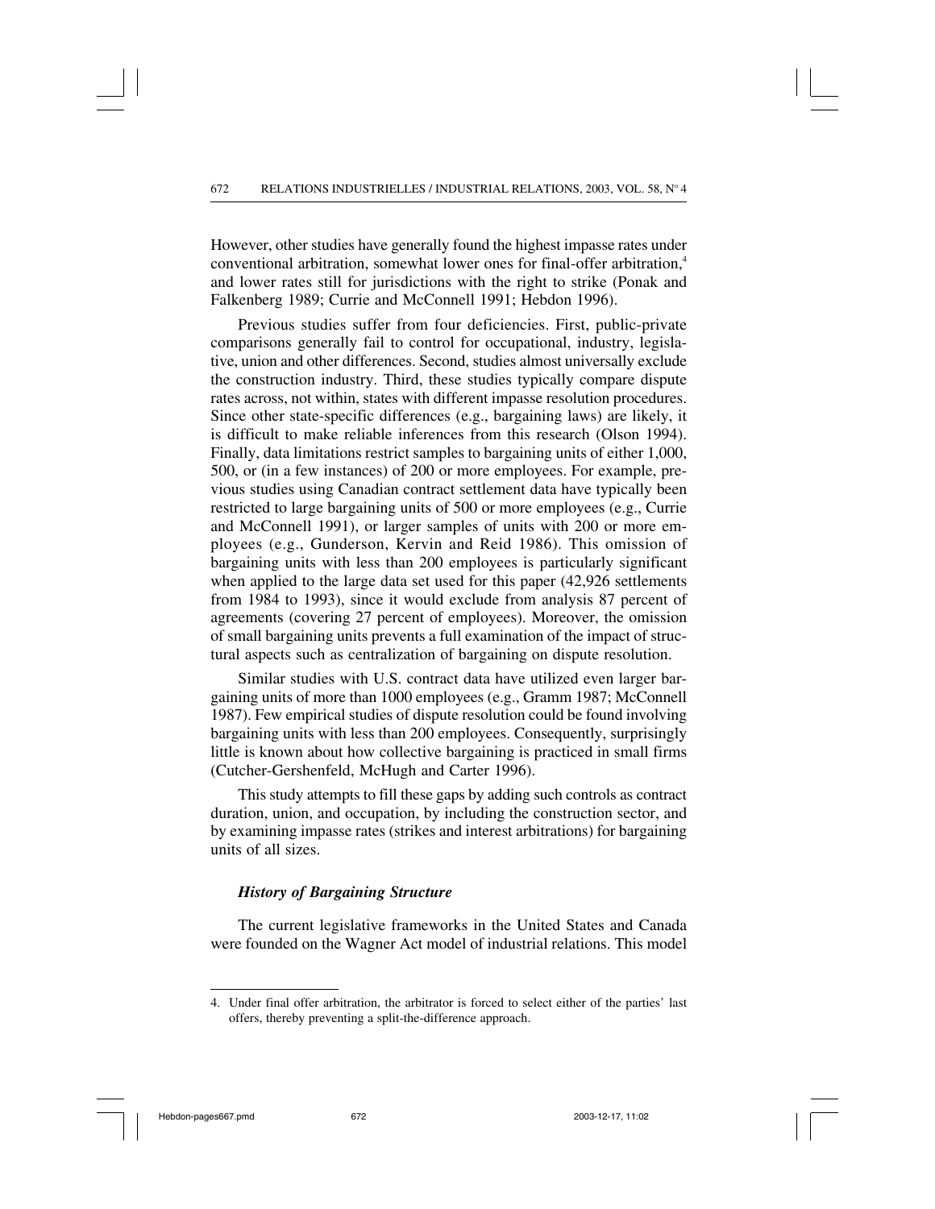However, other studies have generally found the highest impasse rates under conventional arbitration, somewhat lower ones for final-offer arbitration,[4] and lower rates still for jurisdictions with the right to strike (Ponak and Falkenberg 1989; Currie and McConnell 1991; Hebdon 1996).

Previous studies suffer from four deficiencies. First, public-private comparisons generally fail to control for occupational, industry, legislative, union and other differences. Second, studies almost universally exclude the construction industry. Third, these studies typically compare dispute rates across, not within, states with different impasse resolution procedures. Since other state-specific differences (e.g., bargaining laws) are likely, it is difficult to make reliable inferences from this research (Olson 1994). Finally, data limitations restrict samples to bargaining units of either 1,000, 500, or (in a few instances) of 200 or more employees. For example, previous studies using Canadian contract settlement data have typically been restricted to large bargaining units of 500 or more employees (e.g., Currie and McConnell 1991), or larger samples of units with 200 or more employees (e.g., Gunderson, Kervin and Reid 1986). This omission of bargaining units with less than 200 employees is particularly significant when applied to the large data set used for this paper (42,926 settlements from 1984 to 1993), since it would exclude from analysis 87 percent of agreements (covering 27 percent of employees). Moreover, the omission of small bargaining units prevents a full examination of the impact of structural aspects such as centralization of bargaining on dispute resolution.

Similar studies with U.S. contract data have utilized even larger bargaining units of more than 1000 employees (e.g., Gramm 1987; McConnell 1987). Few empirical studies of dispute resolution could be found involving bargaining units with less than 200 employees. Consequently, surprisingly little is known about how collective bargaining is practiced in small firms (Cutcher-Gershenfeld, McHugh and Carter 1996).

This study attempts to fill these gaps by adding such controls as contract duration, union, and occupation, by including the construction sector, and by examining impasse rates (strikes and interest arbitrations) for bargaining units of all sizes.

### *History of Bargaining Structure*

The current legislative frameworks in the United States and Canada were founded on the Wagner Act model of industrial relations. This model

4. Under final offer arbitration, the arbitrator is forced to select either of the parties' last offers, thereby preventing a split-the-difference approach.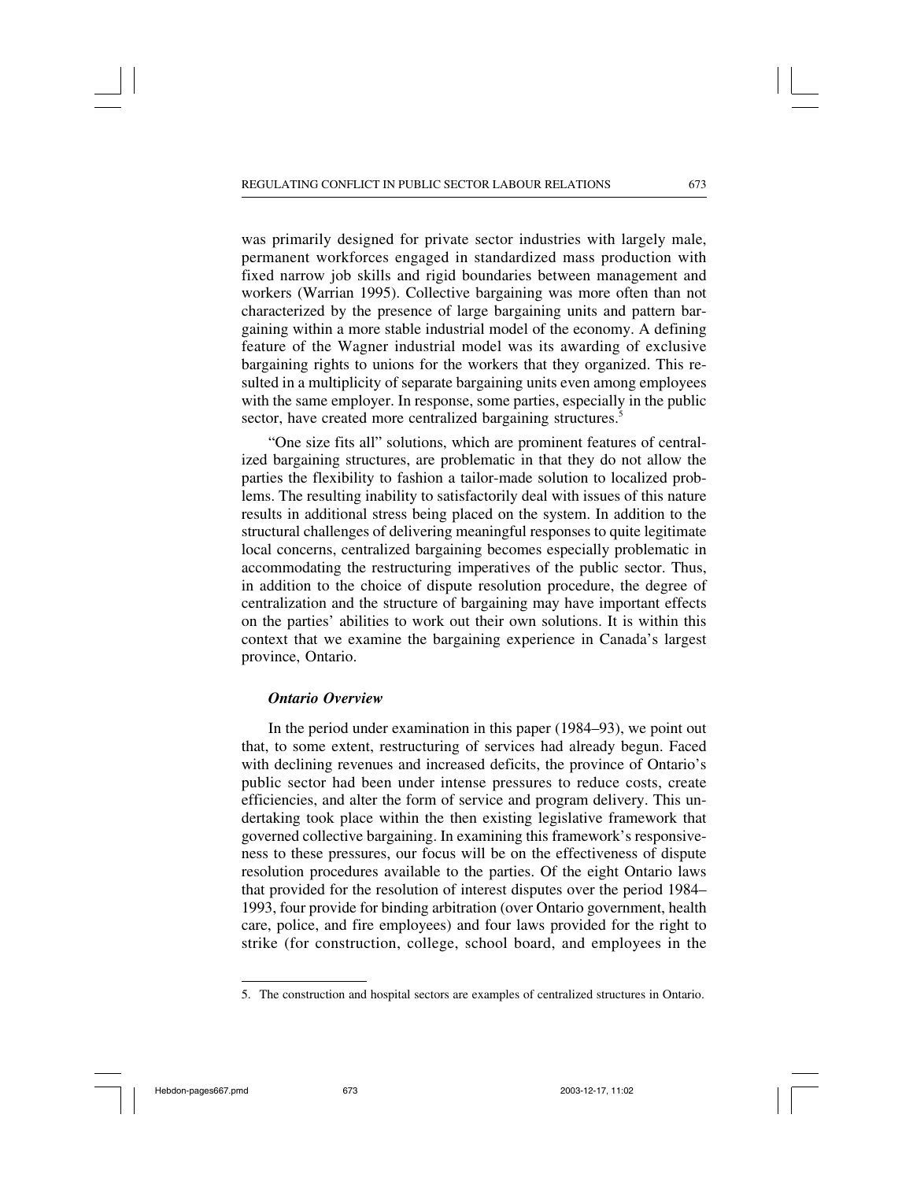was primarily designed for private sector industries with largely male, permanent workforces engaged in standardized mass production with fixed narrow job skills and rigid boundaries between management and workers (Warrian 1995). Collective bargaining was more often than not characterized by the presence of large bargaining units and pattern bargaining within a more stable industrial model of the economy. A defining feature of the Wagner industrial model was its awarding of exclusive bargaining rights to unions for the workers that they organized. This resulted in a multiplicity of separate bargaining units even among employees with the same employer. In response, some parties, especially in the public sector, have created more centralized bargaining structures.[5]

"One size fits all" solutions, which are prominent features of centralized bargaining structures, are problematic in that they do not allow the parties the flexibility to fashion a tailor-made solution to localized problems. The resulting inability to satisfactorily deal with issues of this nature results in additional stress being placed on the system. In addition to the structural challenges of delivering meaningful responses to quite legitimate local concerns, centralized bargaining becomes especially problematic in accommodating the restructuring imperatives of the public sector. Thus, in addition to the choice of dispute resolution procedure, the degree of centralization and the structure of bargaining may have important effects on the parties' abilities to work out their own solutions. It is within this context that we examine the bargaining experience in Canada's largest province, Ontario.

### *Ontario Overview*

In the period under examination in this paper (1984–93), we point out that, to some extent, restructuring of services had already begun. Faced with declining revenues and increased deficits, the province of Ontario's public sector had been under intense pressures to reduce costs, create efficiencies, and alter the form of service and program delivery. This undertaking took place within the then existing legislative framework that governed collective bargaining. In examining this framework's responsiveness to these pressures, our focus will be on the effectiveness of dispute resolution procedures available to the parties. Of the eight Ontario laws that provided for the resolution of interest disputes over the period 1984–1993, four provide for binding arbitration (over Ontario government, health care, police, and fire employees) and four laws provided for the right to strike (for construction, college, school board, and employees in the

5. The construction and hospital sectors are examples of centralized structures in Ontario.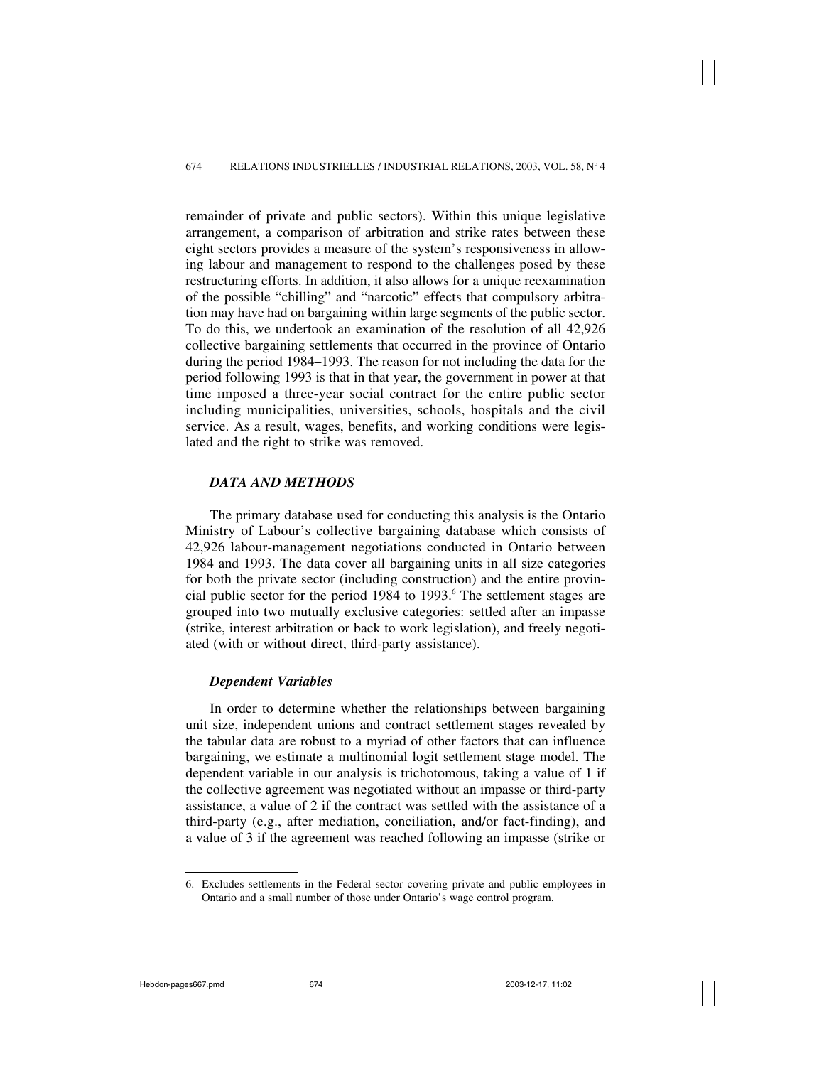remainder of private and public sectors). Within this unique legislative arrangement, a comparison of arbitration and strike rates between these eight sectors provides a measure of the system's responsiveness in allowing labour and management to respond to the challenges posed by these restructuring efforts. In addition, it also allows for a unique reexamination of the possible "chilling" and "narcotic" effects that compulsory arbitration may have had on bargaining within large segments of the public sector. To do this, we undertook an examination of the resolution of all 42,926 collective bargaining settlements that occurred in the province of Ontario during the period 1984–1993. The reason for not including the data for the period following 1993 is that in that year, the government in power at that time imposed a three-year social contract for the entire public sector including municipalities, universities, schools, hospitals and the civil service. As a result, wages, benefits, and working conditions were legislated and the right to strike was removed.

## DATA AND METHODS

The primary database used for conducting this analysis is the Ontario Ministry of Labour's collective bargaining database which consists of 42,926 labour-management negotiations conducted in Ontario between 1984 and 1993. The data cover all bargaining units in all size categories for both the private sector (including construction) and the entire provincial public sector for the period 1984 to 1993.[6] The settlement stages are grouped into two mutually exclusive categories: settled after an impasse (strike, interest arbitration or back to work legislation), and freely negotiated (with or without direct, third-party assistance).

### Dependent Variables

In order to determine whether the relationships between bargaining unit size, independent unions and contract settlement stages revealed by the tabular data are robust to a myriad of other factors that can influence bargaining, we estimate a multinomial logit settlement stage model. The dependent variable in our analysis is trichotomous, taking a value of 1 if the collective agreement was negotiated without an impasse or third-party assistance, a value of 2 if the contract was settled with the assistance of a third-party (e.g., after mediation, conciliation, and/or fact-finding), and a value of 3 if the agreement was reached following an impasse (strike or

---

6. Excludes settlements in the Federal sector covering private and public employees in Ontario and a small number of those under Ontario's wage control program.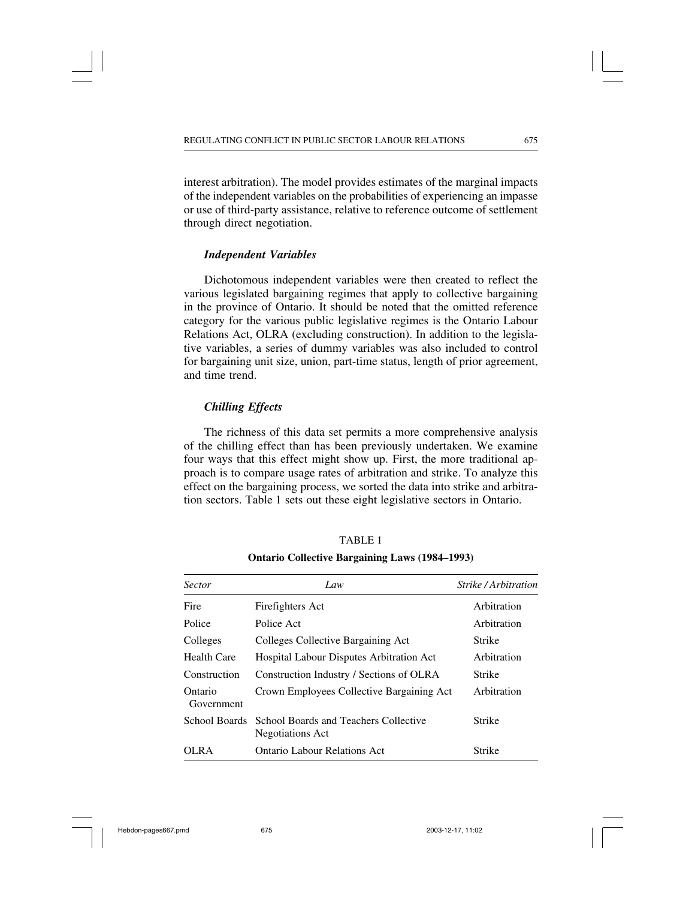interest arbitration). The model provides estimates of the marginal impacts of the independent variables on the probabilities of experiencing an impasse or use of third-party assistance, relative to reference outcome of settlement through direct negotiation.

### *Independent Variables*

Dichotomous independent variables were then created to reflect the various legislated bargaining regimes that apply to collective bargaining in the province of Ontario. It should be noted that the omitted reference category for the various public legislative regimes is the Ontario Labour Relations Act, OLRA (excluding construction). In addition to the legislative variables, a series of dummy variables was also included to control for bargaining unit size, union, part-time status, length of prior agreement, and time trend.

### *Chilling Effects*

The richness of this data set permits a more comprehensive analysis of the chilling effect than has been previously undertaken. We examine four ways that this effect might show up. First, the more traditional approach is to compare usage rates of arbitration and strike. To analyze this effect on the bargaining process, we sorted the data into strike and arbitration sectors. Table 1 sets out these eight legislative sectors in Ontario.

TABLE 1

**Ontario Collective Bargaining Laws (1984–1993)**

| *Sector* | *Law* | *Strike / Arbitration* |
|---|---|---|
| Fire | Firefighters Act | Arbitration |
| Police | Police Act | Arbitration |
| Colleges | Colleges Collective Bargaining Act | Strike |
| Health Care | Hospital Labour Disputes Arbitration Act | Arbitration |
| Construction | Construction Industry / Sections of OLRA | Strike |
| Ontario Government | Crown Employees Collective Bargaining Act | Arbitration |
| School Boards | School Boards and Teachers Collective Negotiations Act | Strike |
| OLRA | Ontario Labour Relations Act | Strike |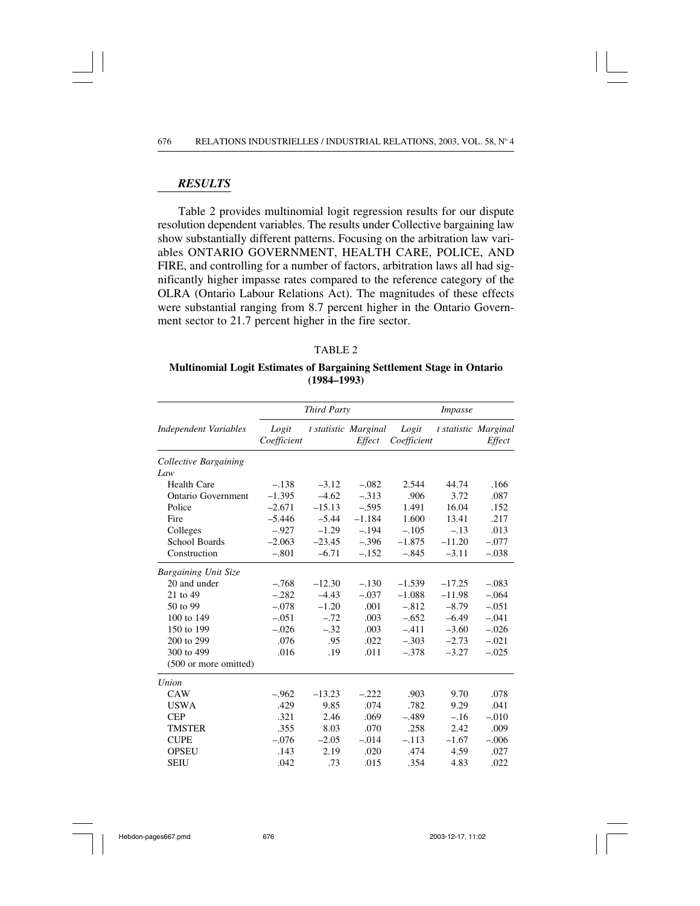## *RESULTS*

Table 2 provides multinomial logit regression results for our dispute resolution dependent variables. The results under Collective bargaining law show substantially different patterns. Focusing on the arbitration law variables ONTARIO GOVERNMENT, HEALTH CARE, POLICE, AND FIRE, and controlling for a number of factors, arbitration laws all had significantly higher impasse rates compared to the reference category of the OLRA (Ontario Labour Relations Act). The magnitudes of these effects were substantial ranging from 8.7 percent higher in the Ontario Government sector to 21.7 percent higher in the fire sector.

TABLE 2

**Multinomial Logit Estimates of Bargaining Settlement Stage in Ontario (1984–1993)**

| | *Third Party* | | | *Impasse* | | |
|---|---|---|---|---|---|---|
| *Independent Variables* | *Logit Coefficient* | *t statistic* | *Marginal Effect* | *Logit Coefficient* | *t statistic* | *Marginal Effect* |
| *Collective Bargaining Law* | | | | | | |
| Health Care | –.138 | –3.12 | –.082 | 2.544 | 44.74 | .166 |
| Ontario Government | –1.395 | –4.62 | –.313 | .906 | 3.72 | .087 |
| Police | –2.671 | –15.13 | –.595 | 1.491 | 16.04 | .152 |
| Fire | –5.446 | –5.44 | –1.184 | 1.600 | 13.41 | .217 |
| Colleges | –.927 | –1.29 | –.194 | –.105 | –.13 | .013 |
| School Boards | –2.063 | –23.45 | –.396 | –1.875 | –11.20 | –.077 |
| Construction | –.801 | –6.71 | –.152 | –.845 | –3.11 | –.038 |
| *Bargaining Unit Size* | | | | | | |
| 20 and under | –.768 | –12.30 | –.130 | –1.539 | –17.25 | –.083 |
| 21 to 49 | –.282 | –4.43 | –.037 | –1.088 | –11.98 | –.064 |
| 50 to 99 | –.078 | –1.20 | .001 | –.812 | –8.79 | –.051 |
| 100 to 149 | –.051 | –.72 | .003 | –.652 | –6.49 | –.041 |
| 150 to 199 | –.026 | –.32 | .003 | –.411 | –3.60 | –.026 |
| 200 to 299 | .076 | .95 | .022 | –.303 | –2.73 | –.021 |
| 300 to 499 | .016 | .19 | .011 | –.378 | –3.27 | –.025 |
| (500 or more omitted) | | | | | | |
| *Union* | | | | | | |
| CAW | –.962 | –13.23 | –.222 | .903 | 9.70 | .078 |
| USWA | .429 | 9.85 | .074 | .782 | 9.29 | .041 |
| CEP | .321 | 2.46 | .069 | –.489 | –.16 | –.010 |
| TMSTER | .355 | 8.03 | .070 | .258 | 2.42 | .009 |
| CUPE | –.076 | –2.05 | –.014 | –.113 | –1.67 | –.006 |
| OPSEU | .143 | 2.19 | .020 | .474 | 4.59 | .027 |
| SEIU | .042 | .73 | .015 | .354 | 4.83 | .022 |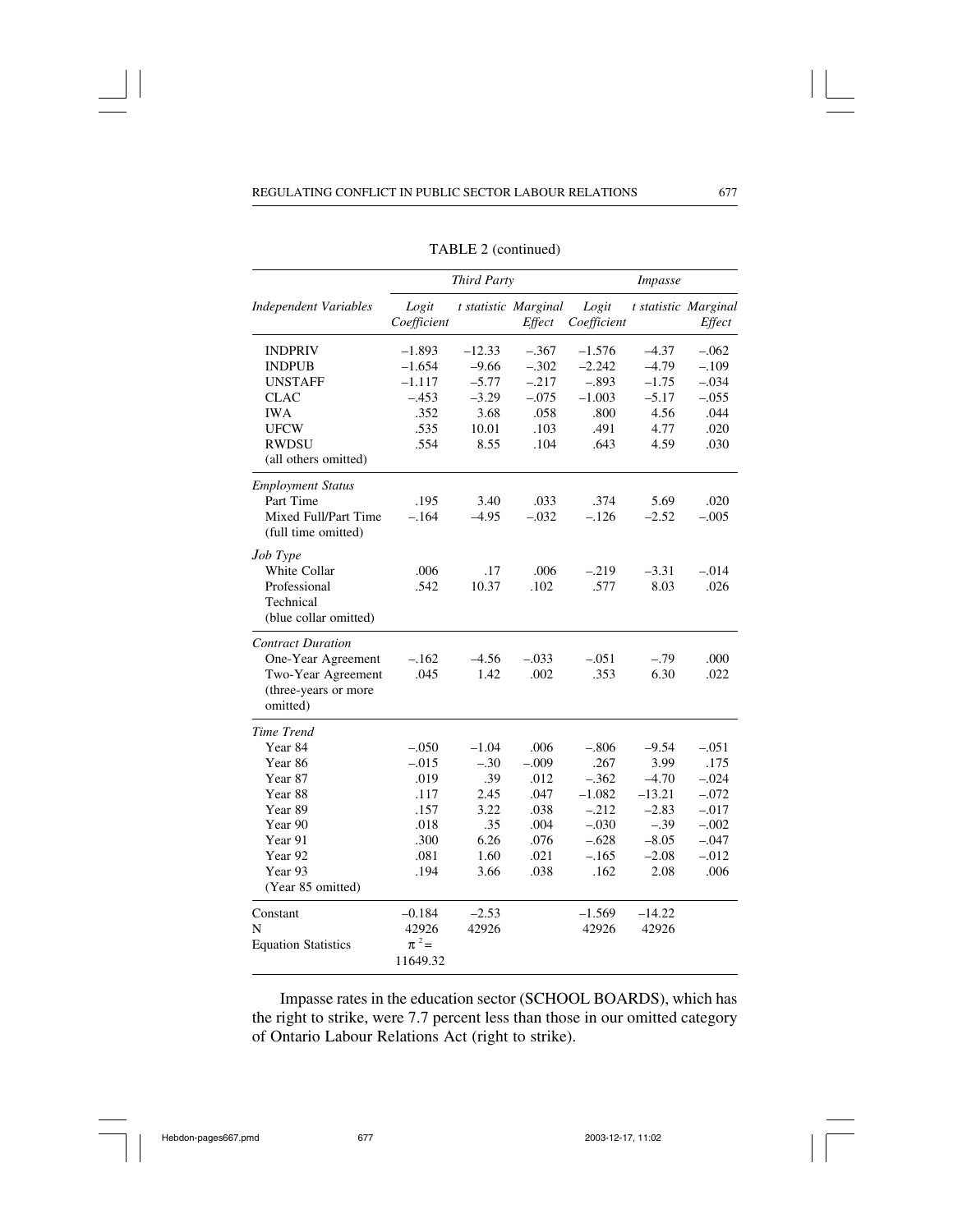TABLE 2 (continued)

| Independent Variables | Third Party | | | Impasse | | |
|---|---|---|---|---|---|---|
| | Logit Coefficient | t statistic | Marginal Effect | Logit Coefficient | t statistic | Marginal Effect |
| INDPRIV | –1.893 | –12.33 | –.367 | –1.576 | –4.37 | –.062 |
| INDPUB | –1.654 | –9.66 | –.302 | –2.242 | –4.79 | –.109 |
| UNSTAFF | –1.117 | –5.77 | –.217 | –.893 | –1.75 | –.034 |
| CLAC | –.453 | –3.29 | –.075 | –1.003 | –5.17 | –.055 |
| IWA | .352 | 3.68 | .058 | .800 | 4.56 | .044 |
| UFCW | .535 | 10.01 | .103 | .491 | 4.77 | .020 |
| RWDSU | .554 | 8.55 | .104 | .643 | 4.59 | .030 |
| (all others omitted) | | | | | | |
| *Employment Status* | | | | | | |
| Part Time | .195 | 3.40 | .033 | .374 | 5.69 | .020 |
| Mixed Full/Part Time | –.164 | –4.95 | –.032 | –.126 | –2.52 | –.005 |
| (full time omitted) | | | | | | |
| *Job Type* | | | | | | |
| White Collar | .006 | .17 | .006 | –.219 | –3.31 | –.014 |
| Professional Technical | .542 | 10.37 | .102 | .577 | 8.03 | .026 |
| (blue collar omitted) | | | | | | |
| *Contract Duration* | | | | | | |
| One-Year Agreement | –.162 | –4.56 | –.033 | –.051 | –.79 | .000 |
| Two-Year Agreement | .045 | 1.42 | .002 | .353 | 6.30 | .022 |
| (three-years or more omitted) | | | | | | |
| *Time Trend* | | | | | | |
| Year 84 | –.050 | –1.04 | .006 | –.806 | –9.54 | –.051 |
| Year 86 | –.015 | –.30 | –.009 | .267 | 3.99 | .175 |
| Year 87 | .019 | .39 | .012 | –.362 | –4.70 | –.024 |
| Year 88 | .117 | 2.45 | .047 | –1.082 | –13.21 | –.072 |
| Year 89 | .157 | 3.22 | .038 | –.212 | –2.83 | –.017 |
| Year 90 | .018 | .35 | .004 | –.030 | –.39 | –.002 |
| Year 91 | .300 | 6.26 | .076 | –.628 | –8.05 | –.047 |
| Year 92 | .081 | 1.60 | .021 | –.165 | –2.08 | –.012 |
| Year 93 | .194 | 3.66 | .038 | .162 | 2.08 | .006 |
| (Year 85 omitted) | | | | | | |
| Constant | –0.184 | –2.53 | | –1.569 | –14.22 | |
| N | 42926 | 42926 | | 42926 | 42926 | |
| Equation Statistics | $\pi^2 =$ 11649.32 | | | | | |

Impasse rates in the education sector (SCHOOL BOARDS), which has the right to strike, were 7.7 percent less than those in our omitted category of Ontario Labour Relations Act (right to strike).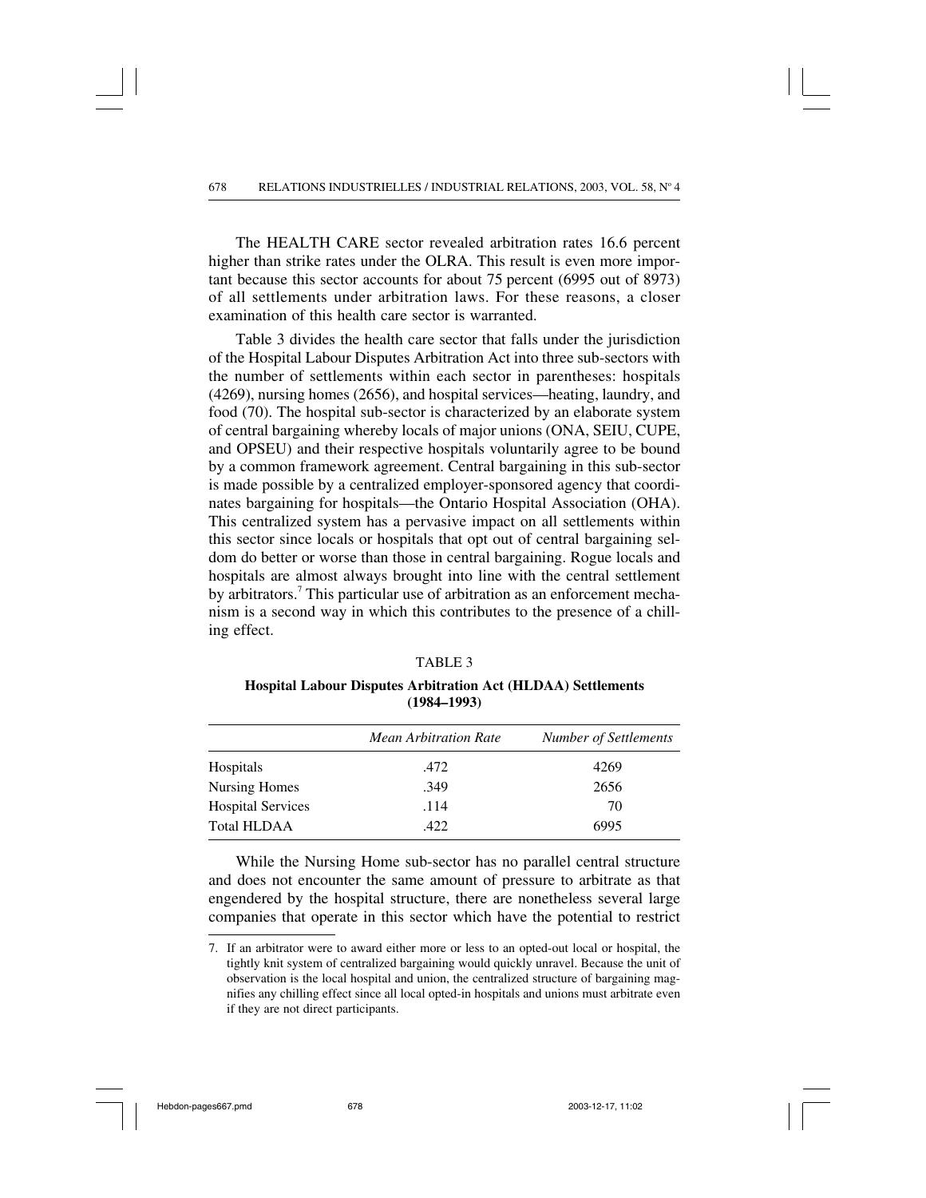The HEALTH CARE sector revealed arbitration rates 16.6 percent higher than strike rates under the OLRA. This result is even more important because this sector accounts for about 75 percent (6995 out of 8973) of all settlements under arbitration laws. For these reasons, a closer examination of this health care sector is warranted.

Table 3 divides the health care sector that falls under the jurisdiction of the Hospital Labour Disputes Arbitration Act into three sub-sectors with the number of settlements within each sector in parentheses: hospitals (4269), nursing homes (2656), and hospital services—heating, laundry, and food (70). The hospital sub-sector is characterized by an elaborate system of central bargaining whereby locals of major unions (ONA, SEIU, CUPE, and OPSEU) and their respective hospitals voluntarily agree to be bound by a common framework agreement. Central bargaining in this sub-sector is made possible by a centralized employer-sponsored agency that coordinates bargaining for hospitals—the Ontario Hospital Association (OHA). This centralized system has a pervasive impact on all settlements within this sector since locals or hospitals that opt out of central bargaining seldom do better or worse than those in central bargaining. Rogue locals and hospitals are almost always brought into line with the central settlement by arbitrators.[7] This particular use of arbitration as an enforcement mechanism is a second way in which this contributes to the presence of a chilling effect.

TABLE 3

**Hospital Labour Disputes Arbitration Act (HLDAA) Settlements (1984–1993)**

| | *Mean Arbitration Rate* | *Number of Settlements* |
|---|---|---|
| Hospitals | .472 | 4269 |
| Nursing Homes | .349 | 2656 |
| Hospital Services | .114 | 70 |
| Total HLDAA | .422 | 6995 |

While the Nursing Home sub-sector has no parallel central structure and does not encounter the same amount of pressure to arbitrate as that engendered by the hospital structure, there are nonetheless several large companies that operate in this sector which have the potential to restrict

7. If an arbitrator were to award either more or less to an opted-out local or hospital, the tightly knit system of centralized bargaining would quickly unravel. Because the unit of observation is the local hospital and union, the centralized structure of bargaining magnifies any chilling effect since all local opted-in hospitals and unions must arbitrate even if they are not direct participants.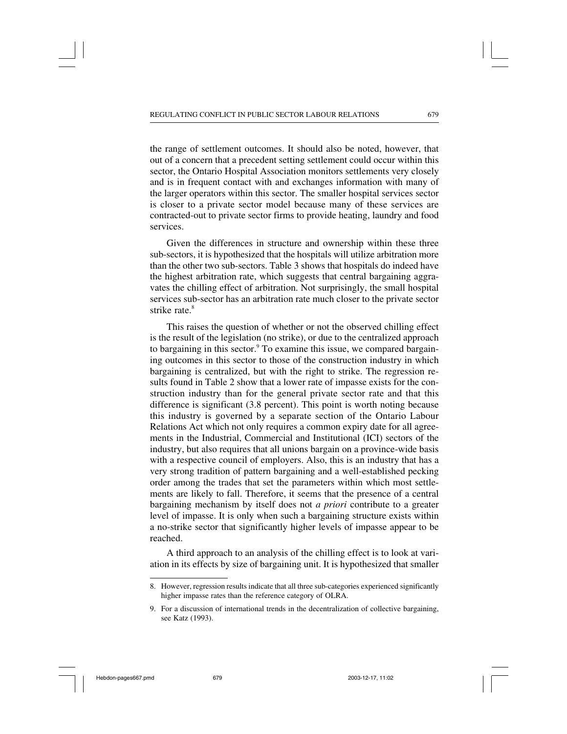the range of settlement outcomes. It should also be noted, however, that out of a concern that a precedent setting settlement could occur within this sector, the Ontario Hospital Association monitors settlements very closely and is in frequent contact with and exchanges information with many of the larger operators within this sector. The smaller hospital services sector is closer to a private sector model because many of these services are contracted-out to private sector firms to provide heating, laundry and food services.

Given the differences in structure and ownership within these three sub-sectors, it is hypothesized that the hospitals will utilize arbitration more than the other two sub-sectors. Table 3 shows that hospitals do indeed have the highest arbitration rate, which suggests that central bargaining aggravates the chilling effect of arbitration. Not surprisingly, the small hospital services sub-sector has an arbitration rate much closer to the private sector strike rate.[8]

This raises the question of whether or not the observed chilling effect is the result of the legislation (no strike), or due to the centralized approach to bargaining in this sector.[9] To examine this issue, we compared bargaining outcomes in this sector to those of the construction industry in which bargaining is centralized, but with the right to strike. The regression results found in Table 2 show that a lower rate of impasse exists for the construction industry than for the general private sector rate and that this difference is significant (3.8 percent). This point is worth noting because this industry is governed by a separate section of the Ontario Labour Relations Act which not only requires a common expiry date for all agreements in the Industrial, Commercial and Institutional (ICI) sectors of the industry, but also requires that all unions bargain on a province-wide basis with a respective council of employers. Also, this is an industry that has a very strong tradition of pattern bargaining and a well-established pecking order among the trades that set the parameters within which most settlements are likely to fall. Therefore, it seems that the presence of a central bargaining mechanism by itself does not *a priori* contribute to a greater level of impasse. It is only when such a bargaining structure exists within a no-strike sector that significantly higher levels of impasse appear to be reached.

A third approach to an analysis of the chilling effect is to look at variation in its effects by size of bargaining unit. It is hypothesized that smaller

---

8. However, regression results indicate that all three sub-categories experienced significantly higher impasse rates than the reference category of OLRA.

9. For a discussion of international trends in the decentralization of collective bargaining, see Katz (1993).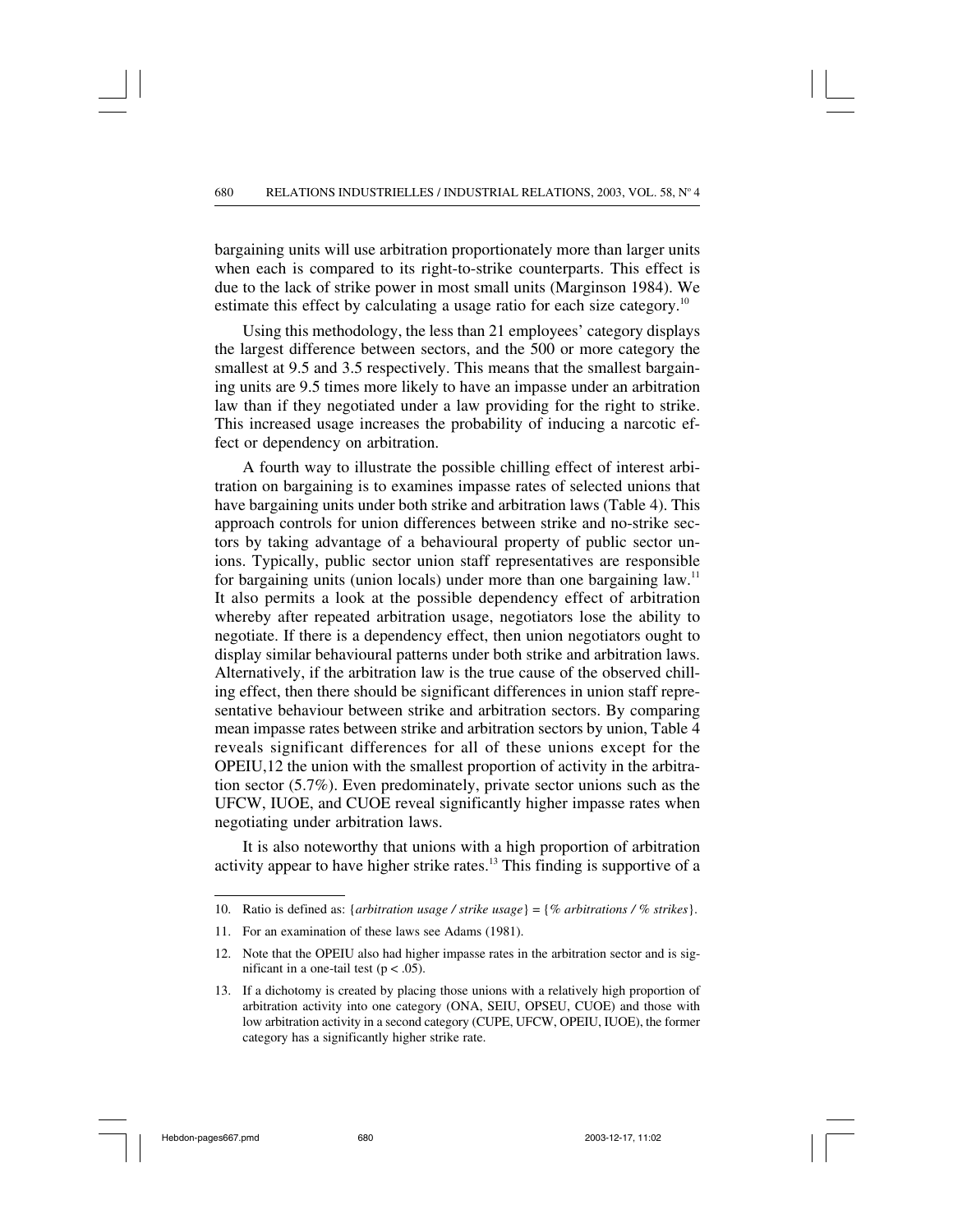bargaining units will use arbitration proportionately more than larger units when each is compared to its right-to-strike counterparts. This effect is due to the lack of strike power in most small units (Marginson 1984). We estimate this effect by calculating a usage ratio for each size category.[10]

Using this methodology, the less than 21 employees' category displays the largest difference between sectors, and the 500 or more category the smallest at 9.5 and 3.5 respectively. This means that the smallest bargaining units are 9.5 times more likely to have an impasse under an arbitration law than if they negotiated under a law providing for the right to strike. This increased usage increases the probability of inducing a narcotic effect or dependency on arbitration.

A fourth way to illustrate the possible chilling effect of interest arbitration on bargaining is to examines impasse rates of selected unions that have bargaining units under both strike and arbitration laws (Table 4). This approach controls for union differences between strike and no-strike sectors by taking advantage of a behavioural property of public sector unions. Typically, public sector union staff representatives are responsible for bargaining units (union locals) under more than one bargaining law.[11] It also permits a look at the possible dependency effect of arbitration whereby after repeated arbitration usage, negotiators lose the ability to negotiate. If there is a dependency effect, then union negotiators ought to display similar behavioural patterns under both strike and arbitration laws. Alternatively, if the arbitration law is the true cause of the observed chilling effect, then there should be significant differences in union staff representative behaviour between strike and arbitration sectors. By comparing mean impasse rates between strike and arbitration sectors by union, Table 4 reveals significant differences for all of these unions except for the OPEIU,12 the union with the smallest proportion of activity in the arbitration sector (5.7%). Even predominately, private sector unions such as the UFCW, IUOE, and CUOE reveal significantly higher impasse rates when negotiating under arbitration laws.

It is also noteworthy that unions with a high proportion of arbitration activity appear to have higher strike rates.[13] This finding is supportive of a

---

10. Ratio is defined as: {*arbitration usage / strike usage*} = {*% arbitrations / % strikes*}.

11. For an examination of these laws see Adams (1981).

12. Note that the OPEIU also had higher impasse rates in the arbitration sector and is significant in a one-tail test ($p < .05$).

13. If a dichotomy is created by placing those unions with a relatively high proportion of arbitration activity into one category (ONA, SEIU, OPSEU, CUOE) and those with low arbitration activity in a second category (CUPE, UFCW, OPEIU, IUOE), the former category has a significantly higher strike rate.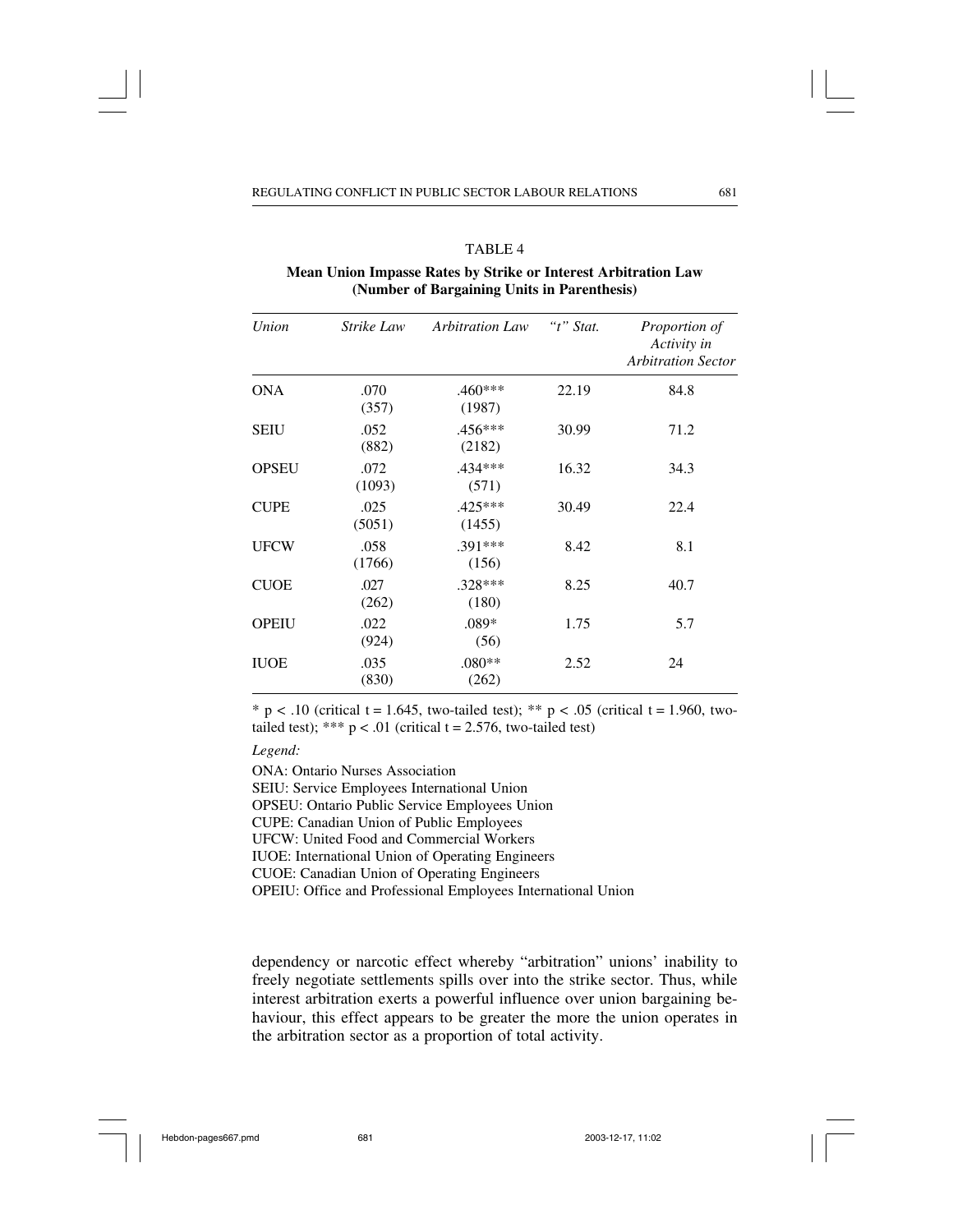TABLE 4

**Mean Union Impasse Rates by Strike or Interest Arbitration Law (Number of Bargaining Units in Parenthesis)**

| *Union* | *Strike Law* | *Arbitration Law* | *"t" Stat.* | *Proportion of Activity in Arbitration Sector* |
|---|---|---|---|---|
| ONA | .070 (357) | .460*** (1987) | 22.19 | 84.8 |
| SEIU | .052 (882) | .456*** (2182) | 30.99 | 71.2 |
| OPSEU | .072 (1093) | .434*** (571) | 16.32 | 34.3 |
| CUPE | .025 (5051) | .425*** (1455) | 30.49 | 22.4 |
| UFCW | .058 (1766) | .391*** (156) | 8.42 | 8.1 |
| CUOE | .027 (262) | .328*** (180) | 8.25 | 40.7 |
| OPEIU | .022 (924) | .089* (56) | 1.75 | 5.7 |
| IUOE | .035 (830) | .080** (262) | 2.52 | 24 |

* $p < .10$ (critical $t = 1.645$, two-tailed test); ** $p < .05$ (critical $t = 1.960$, two-tailed test); *** $p < .01$ (critical $t = 2.576$, two-tailed test)

*Legend:*

ONA: Ontario Nurses Association
SEIU: Service Employees International Union
OPSEU: Ontario Public Service Employees Union
CUPE: Canadian Union of Public Employees
UFCW: United Food and Commercial Workers
IUOE: International Union of Operating Engineers
CUOE: Canadian Union of Operating Engineers
OPEIU: Office and Professional Employees International Union

dependency or narcotic effect whereby "arbitration" unions' inability to freely negotiate settlements spills over into the strike sector. Thus, while interest arbitration exerts a powerful influence over union bargaining behaviour, this effect appears to be greater the more the union operates in the arbitration sector as a proportion of total activity.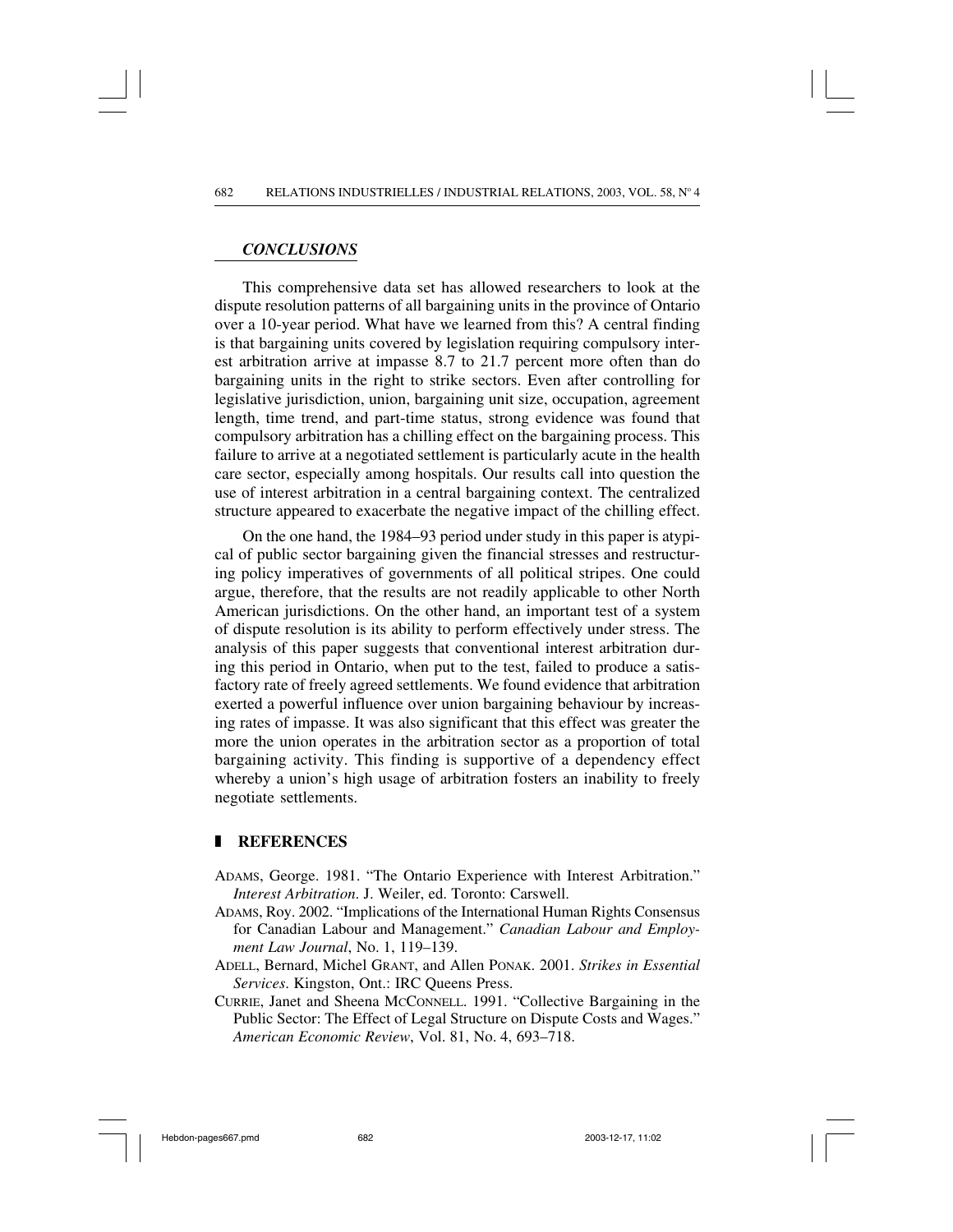## *CONCLUSIONS*

This comprehensive data set has allowed researchers to look at the dispute resolution patterns of all bargaining units in the province of Ontario over a 10-year period. What have we learned from this? A central finding is that bargaining units covered by legislation requiring compulsory interest arbitration arrive at impasse 8.7 to 21.7 percent more often than do bargaining units in the right to strike sectors. Even after controlling for legislative jurisdiction, union, bargaining unit size, occupation, agreement length, time trend, and part-time status, strong evidence was found that compulsory arbitration has a chilling effect on the bargaining process. This failure to arrive at a negotiated settlement is particularly acute in the health care sector, especially among hospitals. Our results call into question the use of interest arbitration in a central bargaining context. The centralized structure appeared to exacerbate the negative impact of the chilling effect.

On the one hand, the 1984–93 period under study in this paper is atypical of public sector bargaining given the financial stresses and restructuring policy imperatives of governments of all political stripes. One could argue, therefore, that the results are not readily applicable to other North American jurisdictions. On the other hand, an important test of a system of dispute resolution is its ability to perform effectively under stress. The analysis of this paper suggests that conventional interest arbitration during this period in Ontario, when put to the test, failed to produce a satisfactory rate of freely agreed settlements. We found evidence that arbitration exerted a powerful influence over union bargaining behaviour by increasing rates of impasse. It was also significant that this effect was greater the more the union operates in the arbitration sector as a proportion of total bargaining activity. This finding is supportive of a dependency effect whereby a union's high usage of arbitration fosters an inability to freely negotiate settlements.

## REFERENCES

ADAMS, George. 1981. "The Ontario Experience with Interest Arbitration." *Interest Arbitration*. J. Weiler, ed. Toronto: Carswell.

ADAMS, Roy. 2002. "Implications of the International Human Rights Consensus for Canadian Labour and Management." *Canadian Labour and Employment Law Journal*, No. 1, 119–139.

ADELL, Bernard, Michel GRANT, and Allen PONAK. 2001. *Strikes in Essential Services*. Kingston, Ont.: IRC Queens Press.

CURRIE, Janet and Sheena MCCONNELL. 1991. "Collective Bargaining in the Public Sector: The Effect of Legal Structure on Dispute Costs and Wages." *American Economic Review*, Vol. 81, No. 4, 693–718.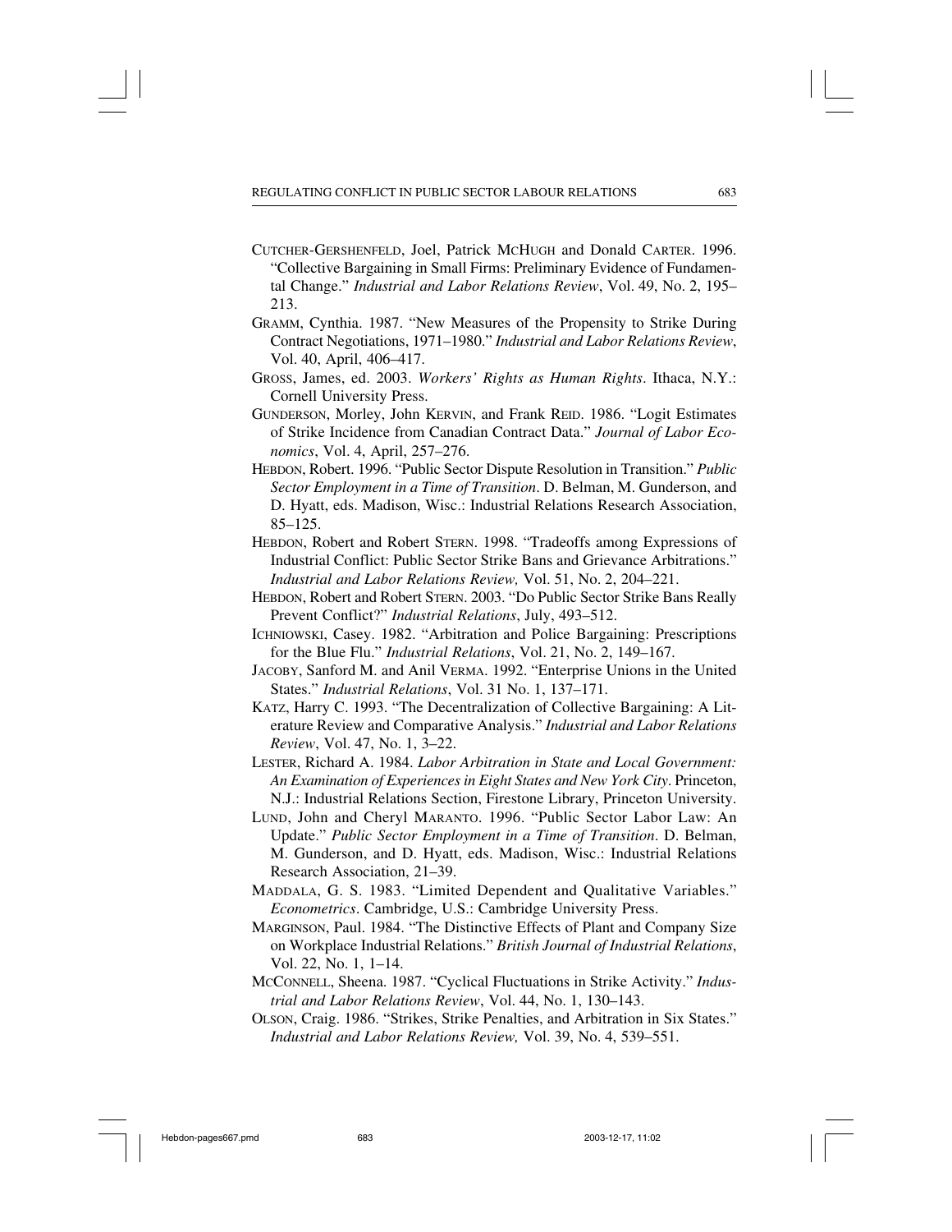CUTCHER-GERSHENFELD, Joel, Patrick MCHUGH and Donald CARTER. 1996. "Collective Bargaining in Small Firms: Preliminary Evidence of Fundamental Change." *Industrial and Labor Relations Review*, Vol. 49, No. 2, 195–213.

GRAMM, Cynthia. 1987. "New Measures of the Propensity to Strike During Contract Negotiations, 1971–1980." *Industrial and Labor Relations Review*, Vol. 40, April, 406–417.

GROSS, James, ed. 2003. *Workers' Rights as Human Rights*. Ithaca, N.Y.: Cornell University Press.

GUNDERSON, Morley, John KERVIN, and Frank REID. 1986. "Logit Estimates of Strike Incidence from Canadian Contract Data." *Journal of Labor Economics*, Vol. 4, April, 257–276.

HEBDON, Robert. 1996. "Public Sector Dispute Resolution in Transition." *Public Sector Employment in a Time of Transition*. D. Belman, M. Gunderson, and D. Hyatt, eds. Madison, Wisc.: Industrial Relations Research Association, 85–125.

HEBDON, Robert and Robert STERN. 1998. "Tradeoffs among Expressions of Industrial Conflict: Public Sector Strike Bans and Grievance Arbitrations." *Industrial and Labor Relations Review,* Vol. 51, No. 2, 204–221.

HEBDON, Robert and Robert STERN. 2003. "Do Public Sector Strike Bans Really Prevent Conflict?" *Industrial Relations*, July, 493–512.

ICHNIOWSKI, Casey. 1982. "Arbitration and Police Bargaining: Prescriptions for the Blue Flu." *Industrial Relations*, Vol. 21, No. 2, 149–167.

JACOBY, Sanford M. and Anil VERMA. 1992. "Enterprise Unions in the United States." *Industrial Relations*, Vol. 31 No. 1, 137–171.

KATZ, Harry C. 1993. "The Decentralization of Collective Bargaining: A Literature Review and Comparative Analysis." *Industrial and Labor Relations Review*, Vol. 47, No. 1, 3–22.

LESTER, Richard A. 1984. *Labor Arbitration in State and Local Government: An Examination of Experiences in Eight States and New York City*. Princeton, N.J.: Industrial Relations Section, Firestone Library, Princeton University.

LUND, John and Cheryl MARANTO. 1996. "Public Sector Labor Law: An Update." *Public Sector Employment in a Time of Transition*. D. Belman, M. Gunderson, and D. Hyatt, eds. Madison, Wisc.: Industrial Relations Research Association, 21–39.

MADDALA, G. S. 1983. "Limited Dependent and Qualitative Variables." *Econometrics*. Cambridge, U.S.: Cambridge University Press.

MARGINSON, Paul. 1984. "The Distinctive Effects of Plant and Company Size on Workplace Industrial Relations." *British Journal of Industrial Relations*, Vol. 22, No. 1, 1–14.

MCCONNELL, Sheena. 1987. "Cyclical Fluctuations in Strike Activity." *Industrial and Labor Relations Review*, Vol. 44, No. 1, 130–143.

OLSON, Craig. 1986. "Strikes, Strike Penalties, and Arbitration in Six States." *Industrial and Labor Relations Review,* Vol. 39, No. 4, 539–551.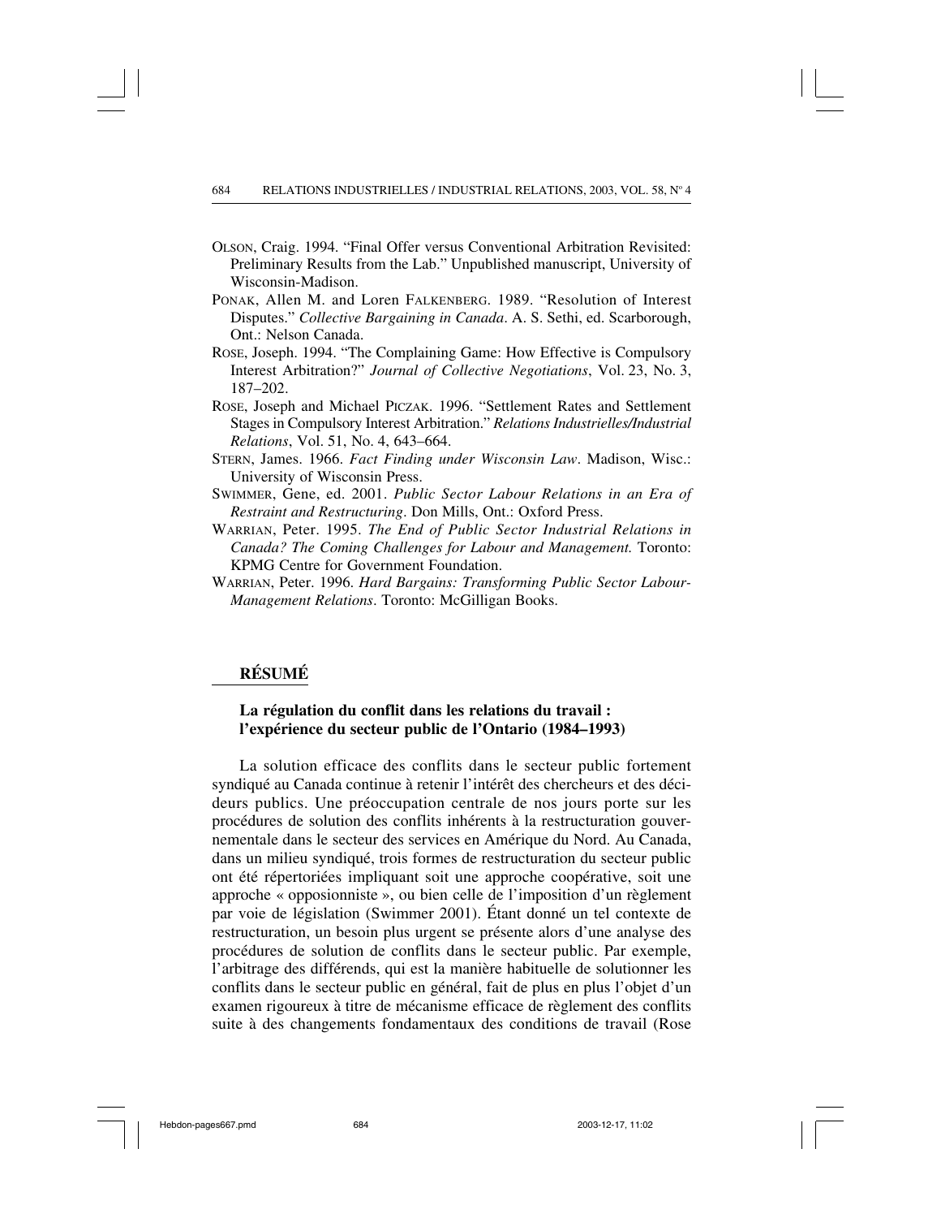OLSON, Craig. 1994. "Final Offer versus Conventional Arbitration Revisited: Preliminary Results from the Lab." Unpublished manuscript, University of Wisconsin-Madison.

PONAK, Allen M. and Loren FALKENBERG. 1989. "Resolution of Interest Disputes." *Collective Bargaining in Canada*. A. S. Sethi, ed. Scarborough, Ont.: Nelson Canada.

ROSE, Joseph. 1994. "The Complaining Game: How Effective is Compulsory Interest Arbitration?" *Journal of Collective Negotiations*, Vol. 23, No. 3, 187–202.

ROSE, Joseph and Michael PICZAK. 1996. "Settlement Rates and Settlement Stages in Compulsory Interest Arbitration." *Relations Industrielles/Industrial Relations*, Vol. 51, No. 4, 643–664.

STERN, James. 1966. *Fact Finding under Wisconsin Law*. Madison, Wisc.: University of Wisconsin Press.

SWIMMER, Gene, ed. 2001. *Public Sector Labour Relations in an Era of Restraint and Restructuring*. Don Mills, Ont.: Oxford Press.

WARRIAN, Peter. 1995. *The End of Public Sector Industrial Relations in Canada? The Coming Challenges for Labour and Management.* Toronto: KPMG Centre for Government Foundation.

WARRIAN, Peter. 1996. *Hard Bargains: Transforming Public Sector Labour-Management Relations*. Toronto: McGilligan Books.

## RÉSUMÉ

### La régulation du conflit dans les relations du travail : l'expérience du secteur public de l'Ontario (1984–1993)

La solution efficace des conflits dans le secteur public fortement syndiqué au Canada continue à retenir l'intérêt des chercheurs et des décideurs publics. Une préoccupation centrale de nos jours porte sur les procédures de solution des conflits inhérents à la restructuration gouvernementale dans le secteur des services en Amérique du Nord. Au Canada, dans un milieu syndiqué, trois formes de restructuration du secteur public ont été répertoriées impliquant soit une approche coopérative, soit une approche « opposionniste », ou bien celle de l'imposition d'un règlement par voie de législation (Swimmer 2001). Étant donné un tel contexte de restructuration, un besoin plus urgent se présente alors d'une analyse des procédures de solution de conflits dans le secteur public. Par exemple, l'arbitrage des différends, qui est la manière habituelle de solutionner les conflits dans le secteur public en général, fait de plus en plus l'objet d'un examen rigoureux à titre de mécanisme efficace de règlement des conflits suite à des changements fondamentaux des conditions de travail (Rose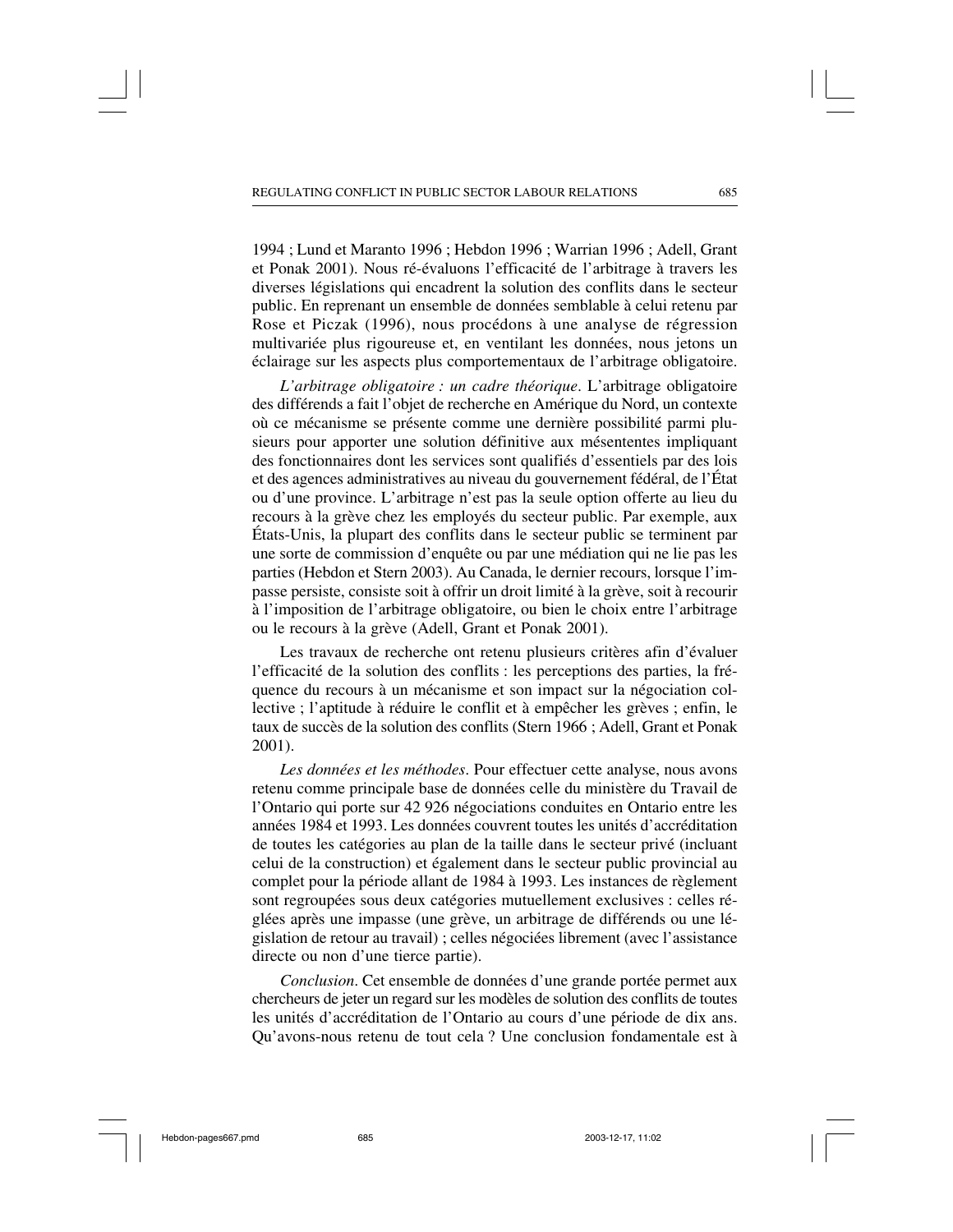1994 ; Lund et Maranto 1996 ; Hebdon 1996 ; Warrian 1996 ; Adell, Grant et Ponak 2001). Nous ré-évaluons l'efficacité de l'arbitrage à travers les diverses législations qui encadrent la solution des conflits dans le secteur public. En reprenant un ensemble de données semblable à celui retenu par Rose et Piczak (1996), nous procédons à une analyse de régression multivariée plus rigoureuse et, en ventilant les données, nous jetons un éclairage sur les aspects plus comportementaux de l'arbitrage obligatoire.

*L'arbitrage obligatoire : un cadre théorique*. L'arbitrage obligatoire des différends a fait l'objet de recherche en Amérique du Nord, un contexte où ce mécanisme se présente comme une dernière possibilité parmi plusieurs pour apporter une solution définitive aux mésententes impliquant des fonctionnaires dont les services sont qualifiés d'essentiels par des lois et des agences administratives au niveau du gouvernement fédéral, de l'État ou d'une province. L'arbitrage n'est pas la seule option offerte au lieu du recours à la grève chez les employés du secteur public. Par exemple, aux États-Unis, la plupart des conflits dans le secteur public se terminent par une sorte de commission d'enquête ou par une médiation qui ne lie pas les parties (Hebdon et Stern 2003). Au Canada, le dernier recours, lorsque l'impasse persiste, consiste soit à offrir un droit limité à la grève, soit à recourir à l'imposition de l'arbitrage obligatoire, ou bien le choix entre l'arbitrage ou le recours à la grève (Adell, Grant et Ponak 2001).

Les travaux de recherche ont retenu plusieurs critères afin d'évaluer l'efficacité de la solution des conflits : les perceptions des parties, la fréquence du recours à un mécanisme et son impact sur la négociation collective ; l'aptitude à réduire le conflit et à empêcher les grèves ; enfin, le taux de succès de la solution des conflits (Stern 1966 ; Adell, Grant et Ponak 2001).

*Les données et les méthodes*. Pour effectuer cette analyse, nous avons retenu comme principale base de données celle du ministère du Travail de l'Ontario qui porte sur 42 926 négociations conduites en Ontario entre les années 1984 et 1993. Les données couvrent toutes les unités d'accréditation de toutes les catégories au plan de la taille dans le secteur privé (incluant celui de la construction) et également dans le secteur public provincial au complet pour la période allant de 1984 à 1993. Les instances de règlement sont regroupées sous deux catégories mutuellement exclusives : celles réglées après une impasse (une grève, un arbitrage de différends ou une législation de retour au travail) ; celles négociées librement (avec l'assistance directe ou non d'une tierce partie).

*Conclusion*. Cet ensemble de données d'une grande portée permet aux chercheurs de jeter un regard sur les modèles de solution des conflits de toutes les unités d'accréditation de l'Ontario au cours d'une période de dix ans. Qu'avons-nous retenu de tout cela ? Une conclusion fondamentale est à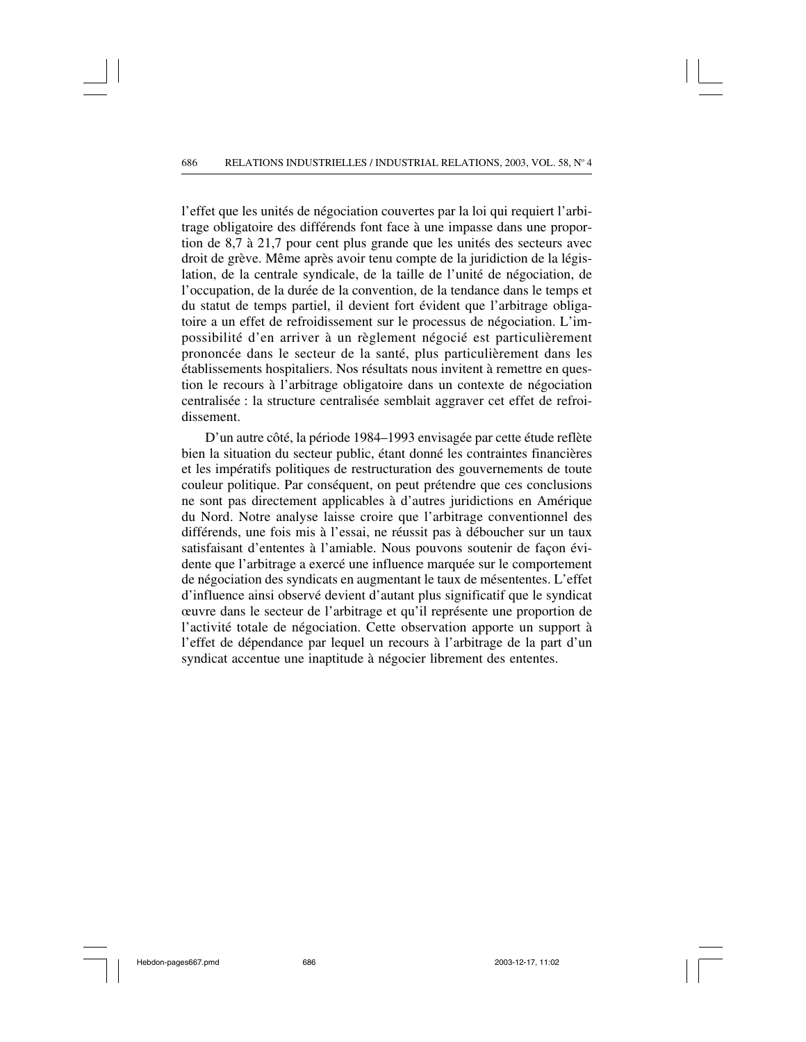l'effet que les unités de négociation couvertes par la loi qui requiert l'arbitrage obligatoire des différends font face à une impasse dans une proportion de 8,7 à 21,7 pour cent plus grande que les unités des secteurs avec droit de grève. Même après avoir tenu compte de la juridiction de la législation, de la centrale syndicale, de la taille de l'unité de négociation, de l'occupation, de la durée de la convention, de la tendance dans le temps et du statut de temps partiel, il devient fort évident que l'arbitrage obligatoire a un effet de refroidissement sur le processus de négociation. L'impossibilité d'en arriver à un règlement négocié est particulièrement prononcée dans le secteur de la santé, plus particulièrement dans les établissements hospitaliers. Nos résultats nous invitent à remettre en question le recours à l'arbitrage obligatoire dans un contexte de négociation centralisée : la structure centralisée semblait aggraver cet effet de refroidissement.

D'un autre côté, la période 1984–1993 envisagée par cette étude reflète bien la situation du secteur public, étant donné les contraintes financières et les impératifs politiques de restructuration des gouvernements de toute couleur politique. Par conséquent, on peut prétendre que ces conclusions ne sont pas directement applicables à d'autres juridictions en Amérique du Nord. Notre analyse laisse croire que l'arbitrage conventionnel des différends, une fois mis à l'essai, ne réussit pas à déboucher sur un taux satisfaisant d'ententes à l'amiable. Nous pouvons soutenir de façon évidente que l'arbitrage a exercé une influence marquée sur le comportement de négociation des syndicats en augmentant le taux de mésententes. L'effet d'influence ainsi observé devient d'autant plus significatif que le syndicat œuvre dans le secteur de l'arbitrage et qu'il représente une proportion de l'activité totale de négociation. Cette observation apporte un support à l'effet de dépendance par lequel un recours à l'arbitrage de la part d'un syndicat accentue une inaptitude à négocier librement des ententes.